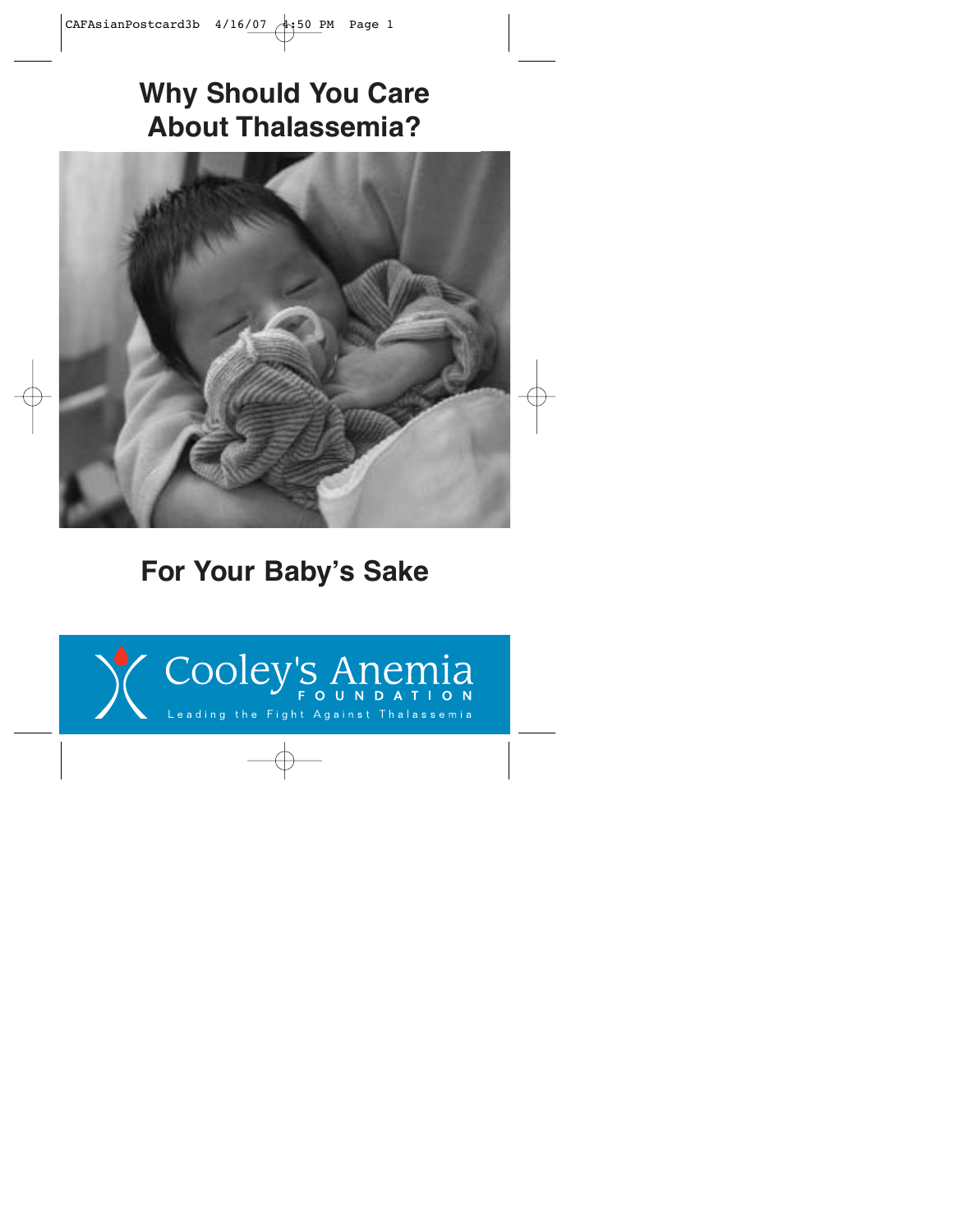# Why Should You Care About Thalassemia?

## For Your Baby's Sake

Cooley's Anemia
FOUNDATION
Leading the Fight Against Thalassemia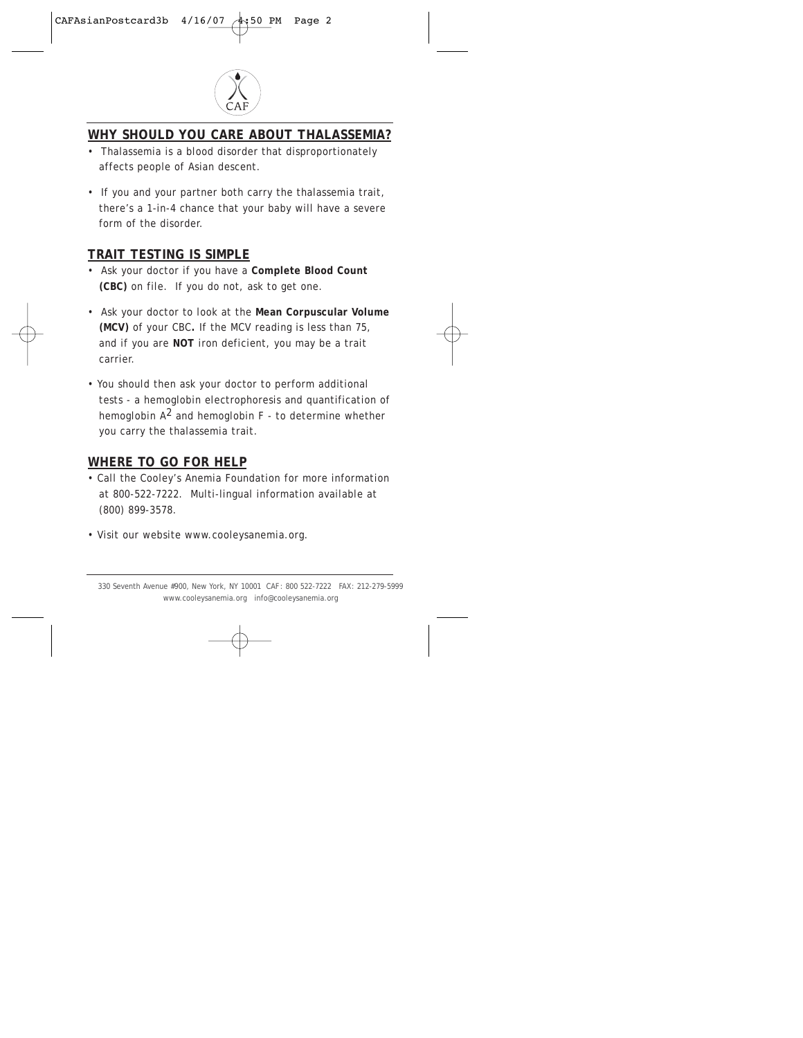CAF

## WHY SHOULD YOU CARE ABOUT THALASSEMIA?

- Thalassemia is a blood disorder that disproportionately affects people of Asian descent.
- If you and your partner both carry the thalassemia trait, there's a 1-in-4 chance that your baby will have a severe form of the disorder.

## TRAIT TESTING IS SIMPLE

- Ask your doctor if you have a **Complete Blood Count (CBC)** on file. If you do not, ask to get one.
- Ask your doctor to look at the **Mean Corpuscular Volume (MCV)** of your CBC**.** If the MCV reading is less than 75, and if you are **NOT** iron deficient, you may be a trait carrier.
- You should then ask your doctor to perform additional tests - a hemoglobin electrophoresis and quantification of hemoglobin $A^2$ and hemoglobin F - to determine whether you carry the thalassemia trait.

## WHERE TO GO FOR HELP

- Call the Cooley's Anemia Foundation for more information at 800-522-7222. Multi-lingual information available at (800) 899-3578.
- Visit our website www.cooleysanemia.org.

330 Seventh Avenue #900, New York, NY 10001 CAF: 800 522-7222 FAX: 212-279-5999
www.cooleysanemia.org info@cooleysanemia.org